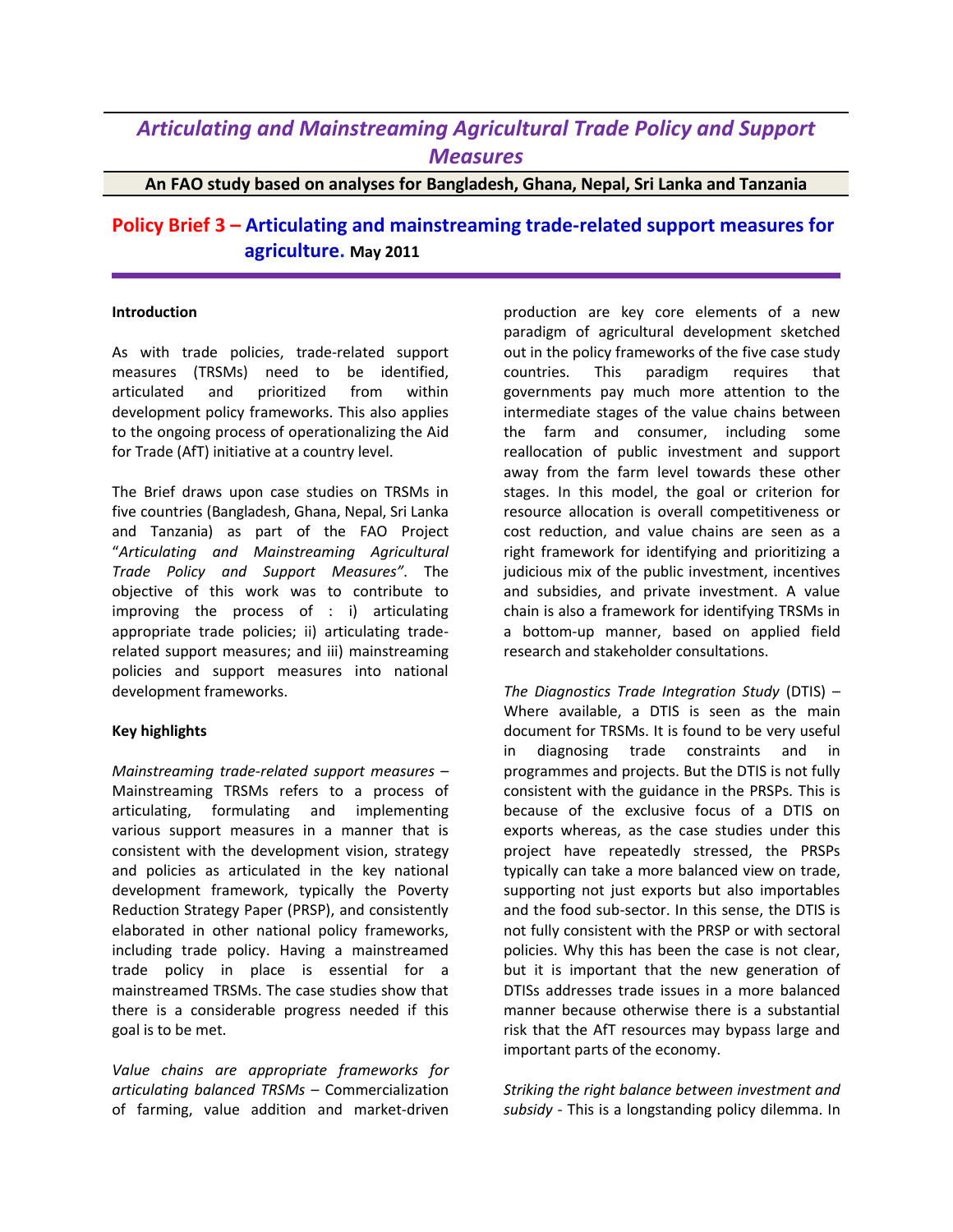# *Articulating and Mainstreaming Agricultural Trade Policy and Support Measures*

**An FAO study based on analyses for Bangladesh, Ghana, Nepal, Sri Lanka and Tanzania**

## Policy Brief 3 – Articulating and mainstreaming trade-related support measures for agriculture. May 2011

**Introduction**

As with trade policies, trade-related support measures (TRSMs) need to be identified, articulated and prioritized from within development policy frameworks. This also applies to the ongoing process of operationalizing the Aid for Trade (AfT) initiative at a country level.

The Brief draws upon case studies on TRSMs in five countries (Bangladesh, Ghana, Nepal, Sri Lanka and Tanzania) as part of the FAO Project "*Articulating and Mainstreaming Agricultural Trade Policy and Support Measures"*. The objective of this work was to contribute to improving the process of : i) articulating appropriate trade policies; ii) articulating trade-related support measures; and iii) mainstreaming policies and support measures into national development frameworks.

**Key highlights**

*Mainstreaming trade-related support measures* – Mainstreaming TRSMs refers to a process of articulating, formulating and implementing various support measures in a manner that is consistent with the development vision, strategy and policies as articulated in the key national development framework, typically the Poverty Reduction Strategy Paper (PRSP), and consistently elaborated in other national policy frameworks, including trade policy. Having a mainstreamed trade policy in place is essential for a mainstreamed TRSMs. The case studies show that there is a considerable progress needed if this goal is to be met.

*Value chains are appropriate frameworks for articulating balanced TRSMs* – Commercialization of farming, value addition and market-driven production are key core elements of a new paradigm of agricultural development sketched out in the policy frameworks of the five case study countries. This paradigm requires that governments pay much more attention to the intermediate stages of the value chains between the farm and consumer, including some reallocation of public investment and support away from the farm level towards these other stages. In this model, the goal or criterion for resource allocation is overall competitiveness or cost reduction, and value chains are seen as a right framework for identifying and prioritizing a judicious mix of the public investment, incentives and subsidies, and private investment. A value chain is also a framework for identifying TRSMs in a bottom-up manner, based on applied field research and stakeholder consultations.

*The Diagnostics Trade Integration Study* (DTIS) – Where available, a DTIS is seen as the main document for TRSMs. It is found to be very useful in diagnosing trade constraints and in programmes and projects. But the DTIS is not fully consistent with the guidance in the PRSPs. This is because of the exclusive focus of a DTIS on exports whereas, as the case studies under this project have repeatedly stressed, the PRSPs typically can take a more balanced view on trade, supporting not just exports but also importables and the food sub-sector. In this sense, the DTIS is not fully consistent with the PRSP or with sectoral policies. Why this has been the case is not clear, but it is important that the new generation of DTISs addresses trade issues in a more balanced manner because otherwise there is a substantial risk that the AfT resources may bypass large and important parts of the economy.

*Striking the right balance between investment and subsidy* - This is a longstanding policy dilemma. In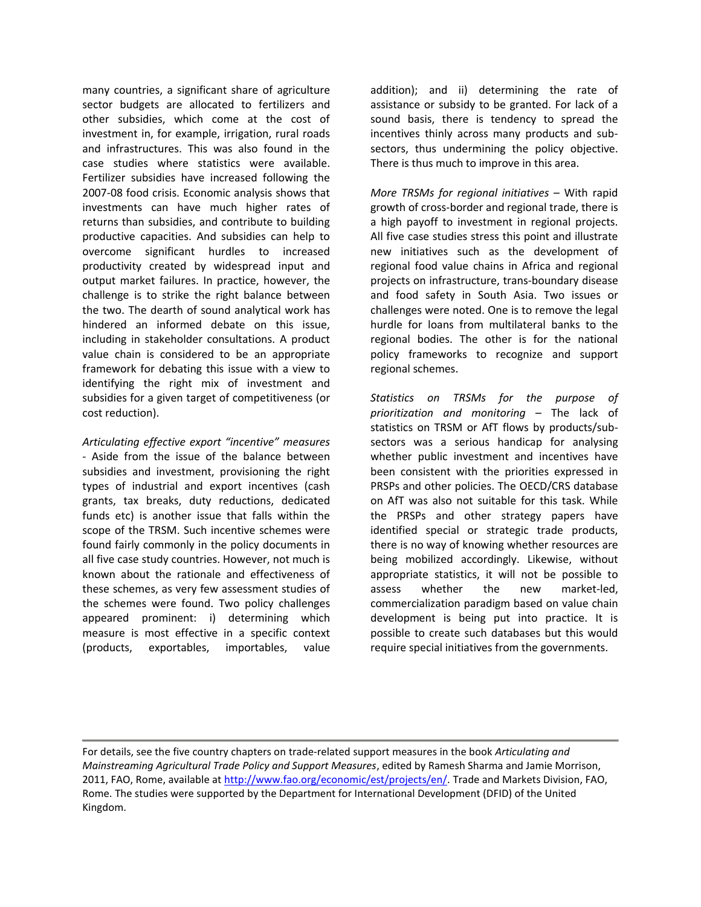many countries, a significant share of agriculture sector budgets are allocated to fertilizers and other subsidies, which come at the cost of investment in, for example, irrigation, rural roads and infrastructures. This was also found in the case studies where statistics were available. Fertilizer subsidies have increased following the 2007-08 food crisis. Economic analysis shows that investments can have much higher rates of returns than subsidies, and contribute to building productive capacities. And subsidies can help to overcome significant hurdles to increased productivity created by widespread input and output market failures. In practice, however, the challenge is to strike the right balance between the two. The dearth of sound analytical work has hindered an informed debate on this issue, including in stakeholder consultations. A product value chain is considered to be an appropriate framework for debating this issue with a view to identifying the right mix of investment and subsidies for a given target of competitiveness (or cost reduction).

*Articulating effective export "incentive" measures* - Aside from the issue of the balance between subsidies and investment, provisioning the right types of industrial and export incentives (cash grants, tax breaks, duty reductions, dedicated funds etc) is another issue that falls within the scope of the TRSM. Such incentive schemes were found fairly commonly in the policy documents in all five case study countries. However, not much is known about the rationale and effectiveness of these schemes, as very few assessment studies of the schemes were found. Two policy challenges appeared prominent: i) determining which measure is most effective in a specific context (products, exportables, importables, value addition); and ii) determining the rate of assistance or subsidy to be granted. For lack of a sound basis, there is tendency to spread the incentives thinly across many products and sub-sectors, thus undermining the policy objective. There is thus much to improve in this area.

*More TRSMs for regional initiatives* – With rapid growth of cross-border and regional trade, there is a high payoff to investment in regional projects. All five case studies stress this point and illustrate new initiatives such as the development of regional food value chains in Africa and regional projects on infrastructure, trans-boundary disease and food safety in South Asia. Two issues or challenges were noted. One is to remove the legal hurdle for loans from multilateral banks to the regional bodies. The other is for the national policy frameworks to recognize and support regional schemes.

*Statistics on TRSMs for the purpose of prioritization and monitoring* – The lack of statistics on TRSM or AfT flows by products/sub-sectors was a serious handicap for analysing whether public investment and incentives have been consistent with the priorities expressed in PRSPs and other policies. The OECD/CRS database on AfT was also not suitable for this task. While the PRSPs and other strategy papers have identified special or strategic trade products, there is no way of knowing whether resources are being mobilized accordingly. Likewise, without appropriate statistics, it will not be possible to assess whether the new market-led, commercialization paradigm based on value chain development is being put into practice. It is possible to create such databases but this would require special initiatives from the governments.

---

For details, see the five country chapters on trade-related support measures in the book *Articulating and Mainstreaming Agricultural Trade Policy and Support Measures*, edited by Ramesh Sharma and Jamie Morrison, 2011, FAO, Rome, available at [http://www.fao.org/economic/est/projects/en/](http://www.fao.org/economic/est/projects/en/). Trade and Markets Division, FAO, Rome. The studies were supported by the Department for International Development (DFID) of the United Kingdom.